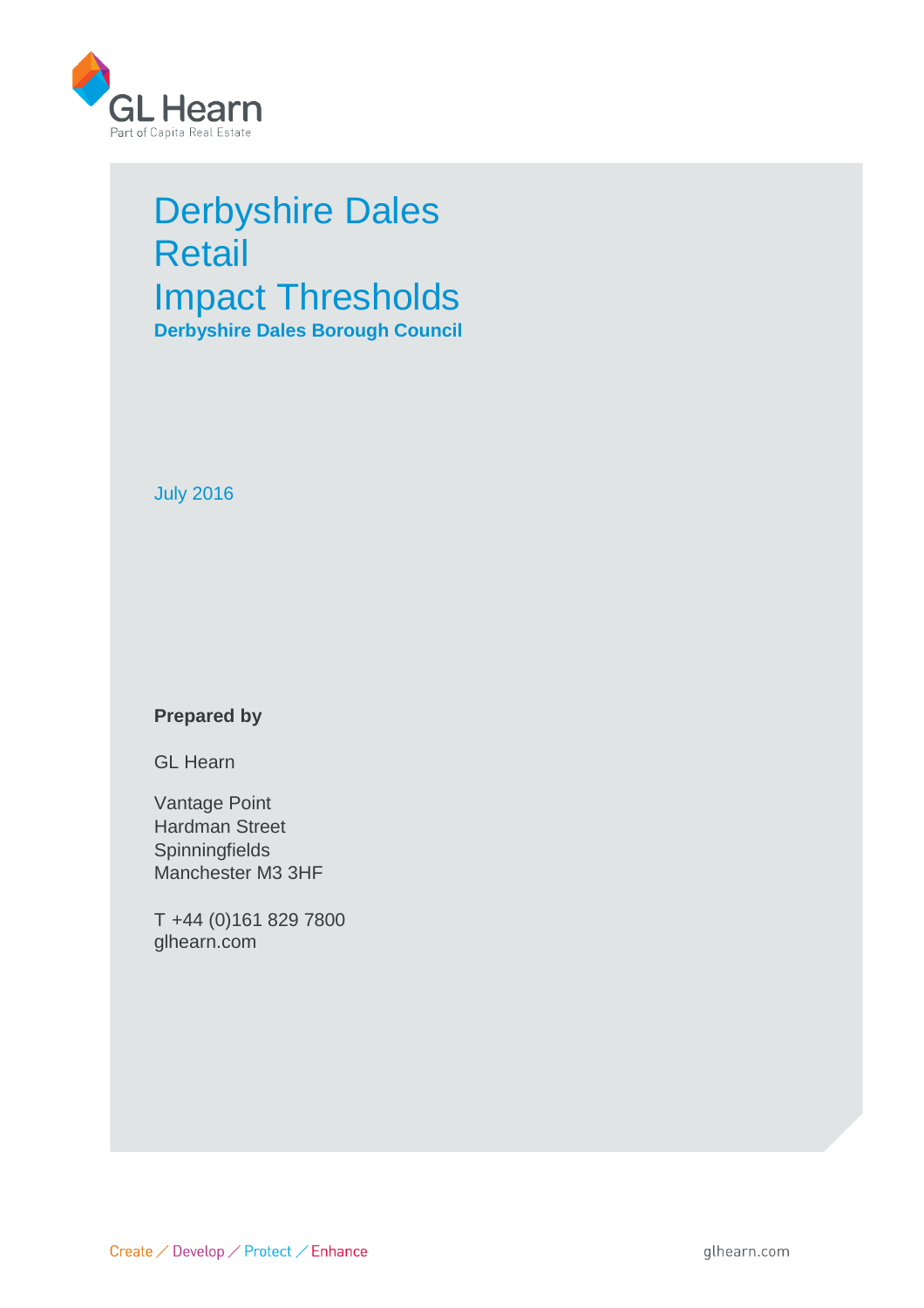GL Hearn

Part of Capita Real Estate

# Derbyshire Dales Retail Impact Thresholds

**Derbyshire Dales Borough Council**

July 2016

**Prepared by**

GL Hearn

Vantage Point
Hardman Street
Spinningfields
Manchester M3 3HF

T +44 (0)161 829 7800
glhearn.com

Create / Develop / Protect / Enhance

glhearn.com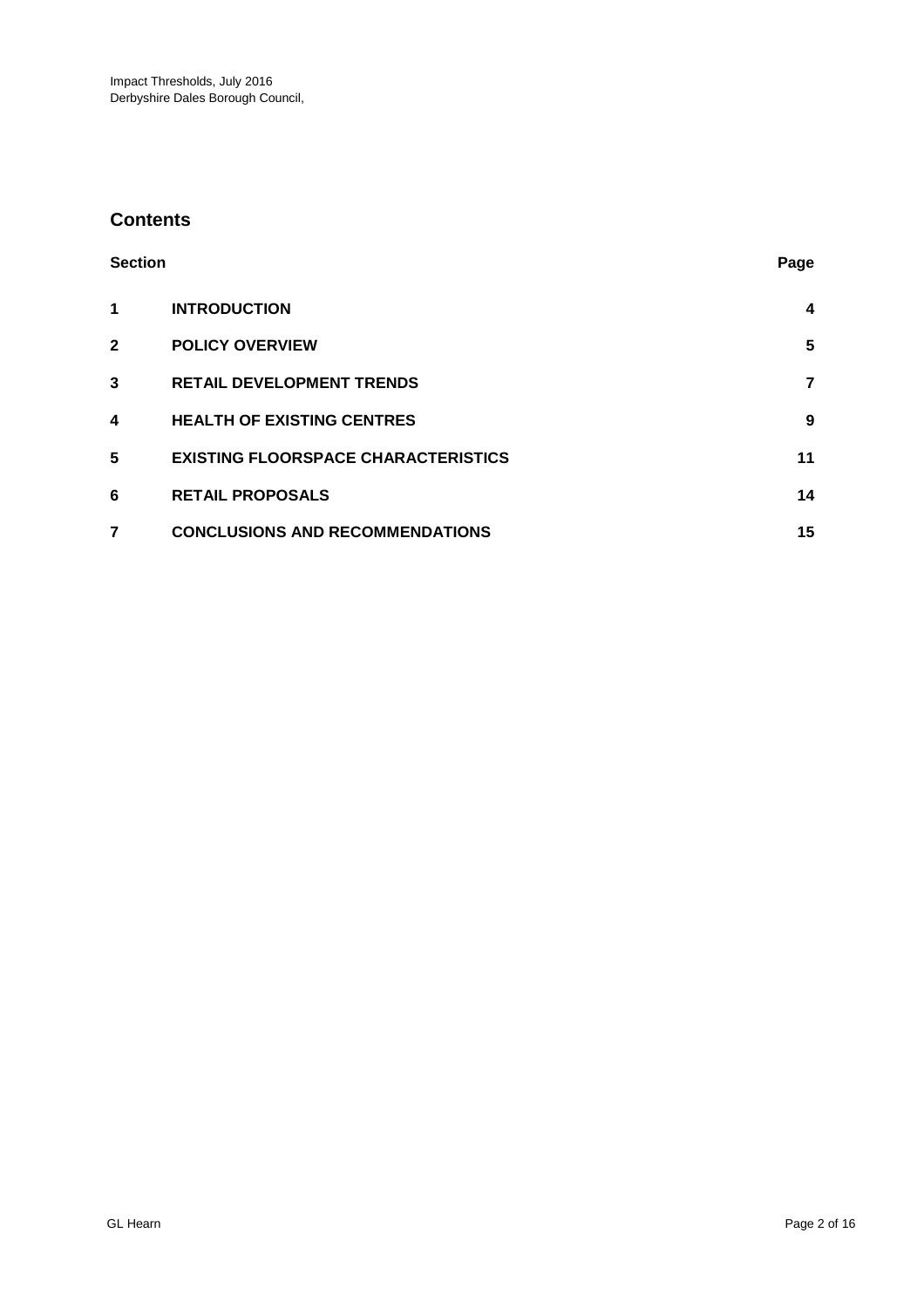## Contents

| Section | | Page |
|---|---|---|
| 1 | **INTRODUCTION** | 4 |
| 2 | **POLICY OVERVIEW** | 5 |
| 3 | **RETAIL DEVELOPMENT TRENDS** | 7 |
| 4 | **HEALTH OF EXISTING CENTRES** | 9 |
| 5 | **EXISTING FLOORSPACE CHARACTERISTICS** | 11 |
| 6 | **RETAIL PROPOSALS** | 14 |
| 7 | **CONCLUSIONS AND RECOMMENDATIONS** | 15 |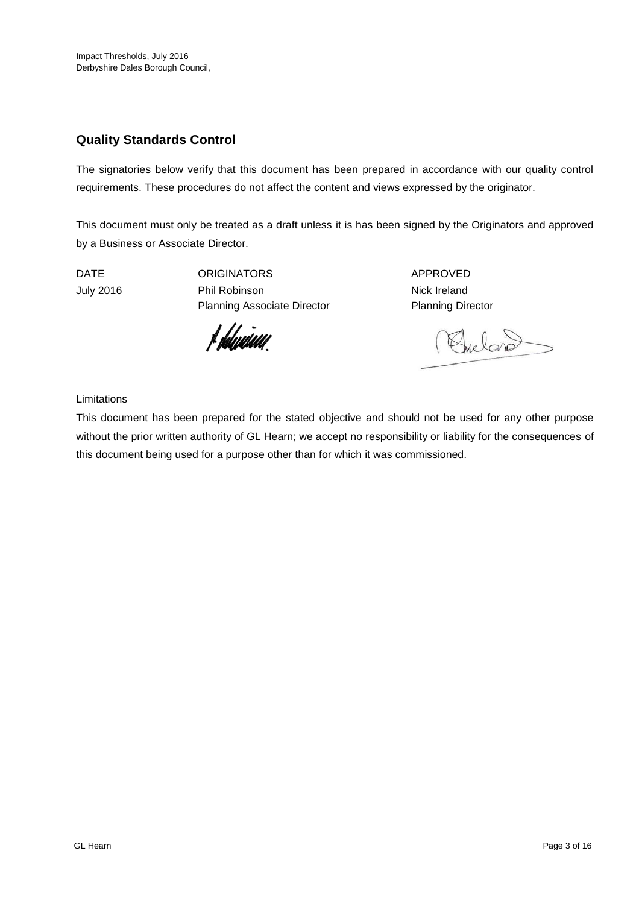## Quality Standards Control

The signatories below verify that this document has been prepared in accordance with our quality control requirements. These procedures do not affect the content and views expressed by the originator.

This document must only be treated as a draft unless it is has been signed by the Originators and approved by a Business or Associate Director.

| DATE | ORIGINATORS | APPROVED |
| --- | --- | --- |
| July 2016 | Phil Robinson<br>Planning Associate Director | Nick Ireland<br>Planning Director |

Limitations

This document has been prepared for the stated objective and should not be used for any other purpose without the prior written authority of GL Hearn; we accept no responsibility or liability for the consequences of this document being used for a purpose other than for which it was commissioned.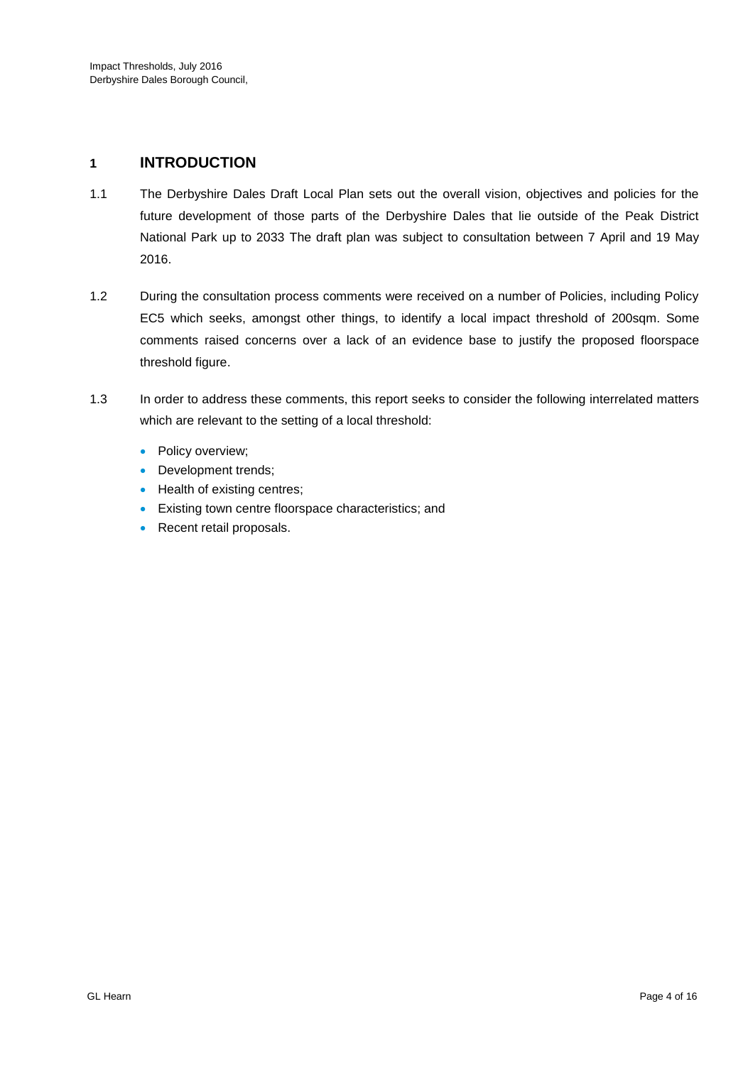# 1 INTRODUCTION

1.1 The Derbyshire Dales Draft Local Plan sets out the overall vision, objectives and policies for the future development of those parts of the Derbyshire Dales that lie outside of the Peak District National Park up to 2033 The draft plan was subject to consultation between 7 April and 19 May 2016.

1.2 During the consultation process comments were received on a number of Policies, including Policy EC5 which seeks, amongst other things, to identify a local impact threshold of 200sqm. Some comments raised concerns over a lack of an evidence base to justify the proposed floorspace threshold figure.

1.3 In order to address these comments, this report seeks to consider the following interrelated matters which are relevant to the setting of a local threshold:

- Policy overview;
- Development trends;
- Health of existing centres;
- Existing town centre floorspace characteristics; and
- Recent retail proposals.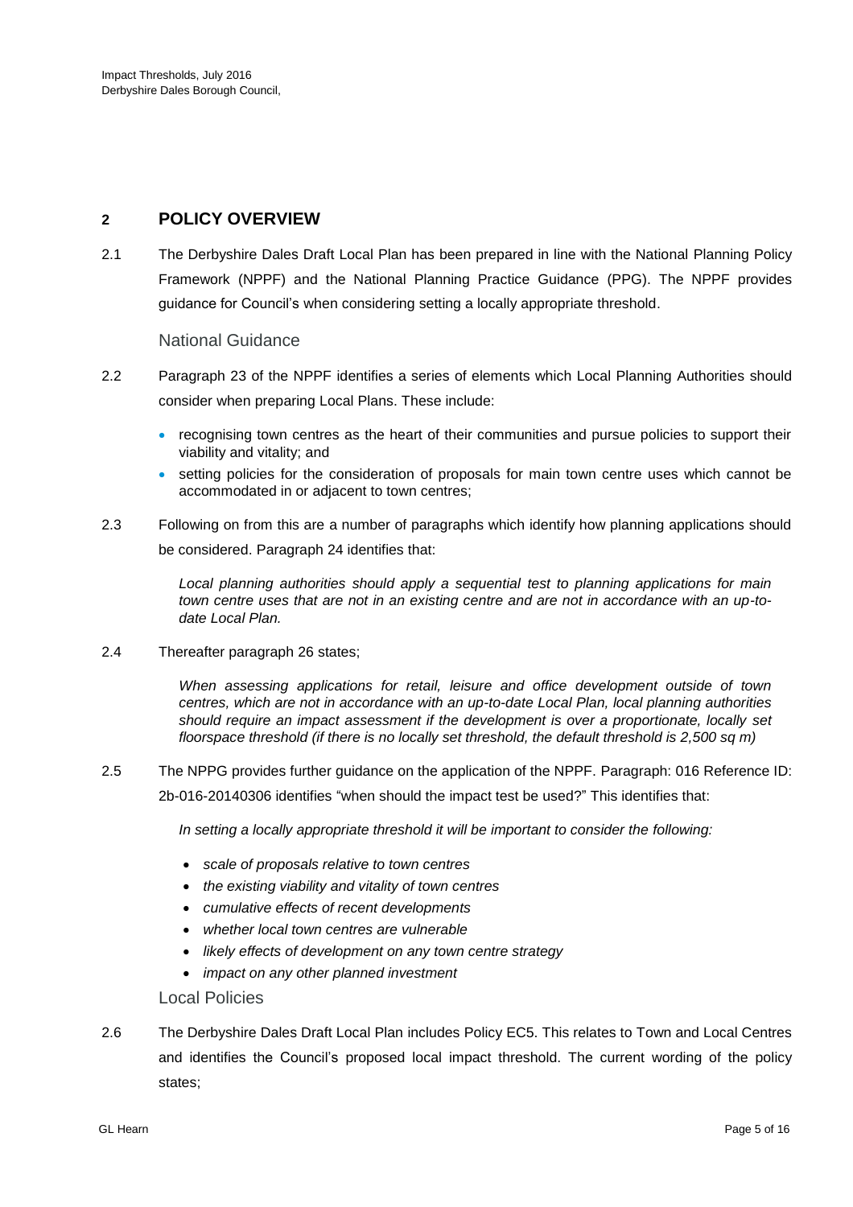## 2 POLICY OVERVIEW

2.1 The Derbyshire Dales Draft Local Plan has been prepared in line with the National Planning Policy Framework (NPPF) and the National Planning Practice Guidance (PPG). The NPPF provides guidance for Council's when considering setting a locally appropriate threshold.

### National Guidance

2.2 Paragraph 23 of the NPPF identifies a series of elements which Local Planning Authorities should consider when preparing Local Plans. These include:

- recognising town centres as the heart of their communities and pursue policies to support their viability and vitality; and
- setting policies for the consideration of proposals for main town centre uses which cannot be accommodated in or adjacent to town centres;

2.3 Following on from this are a number of paragraphs which identify how planning applications should be considered. Paragraph 24 identifies that:

> *Local planning authorities should apply a sequential test to planning applications for main town centre uses that are not in an existing centre and are not in accordance with an up-to-date Local Plan.*

2.4 Thereafter paragraph 26 states;

> *When assessing applications for retail, leisure and office development outside of town centres, which are not in accordance with an up-to-date Local Plan, local planning authorities should require an impact assessment if the development is over a proportionate, locally set floorspace threshold (if there is no locally set threshold, the default threshold is 2,500 sq m)*

2.5 The NPPG provides further guidance on the application of the NPPF. Paragraph: 016 Reference ID: 2b-016-20140306 identifies "when should the impact test be used?" This identifies that:

> *In setting a locally appropriate threshold it will be important to consider the following:*
>
> - *scale of proposals relative to town centres*
> - *the existing viability and vitality of town centres*
> - *cumulative effects of recent developments*
> - *whether local town centres are vulnerable*
> - *likely effects of development on any town centre strategy*
> - *impact on any other planned investment*

### Local Policies

2.6 The Derbyshire Dales Draft Local Plan includes Policy EC5. This relates to Town and Local Centres and identifies the Council's proposed local impact threshold. The current wording of the policy states;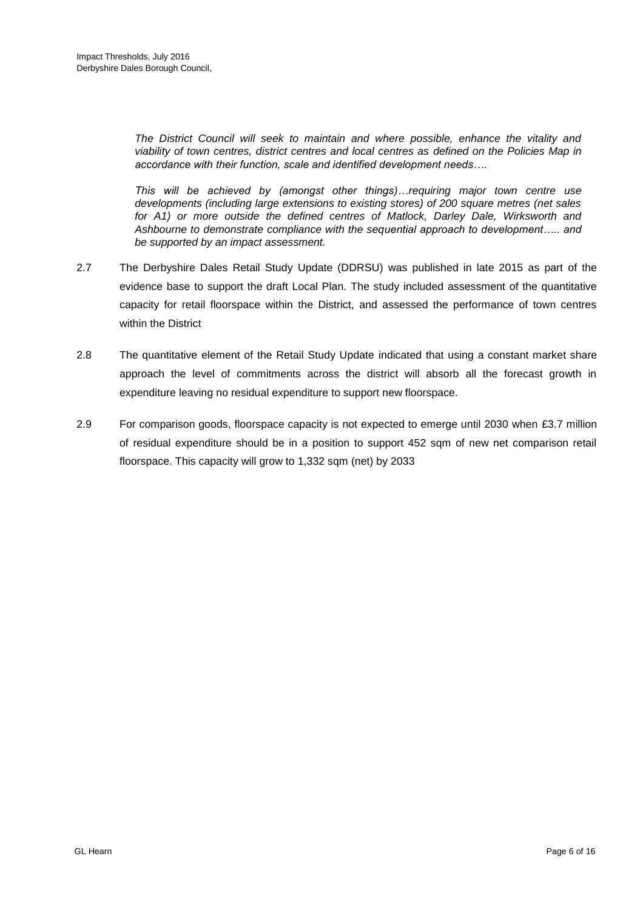> *The District Council will seek to maintain and where possible, enhance the vitality and viability of town centres, district centres and local centres as defined on the Policies Map in accordance with their function, scale and identified development needs….*
>
> *This will be achieved by (amongst other things)…requiring major town centre use developments (including large extensions to existing stores) of 200 square metres (net sales for A1) or more outside the defined centres of Matlock, Darley Dale, Wirksworth and Ashbourne to demonstrate compliance with the sequential approach to development….. and be supported by an impact assessment.*

2.7 The Derbyshire Dales Retail Study Update (DDRSU) was published in late 2015 as part of the evidence base to support the draft Local Plan. The study included assessment of the quantitative capacity for retail floorspace within the District, and assessed the performance of town centres within the District

2.8 The quantitative element of the Retail Study Update indicated that using a constant market share approach the level of commitments across the district will absorb all the forecast growth in expenditure leaving no residual expenditure to support new floorspace.

2.9 For comparison goods, floorspace capacity is not expected to emerge until 2030 when £3.7 million of residual expenditure should be in a position to support 452 sqm of new net comparison retail floorspace. This capacity will grow to 1,332 sqm (net) by 2033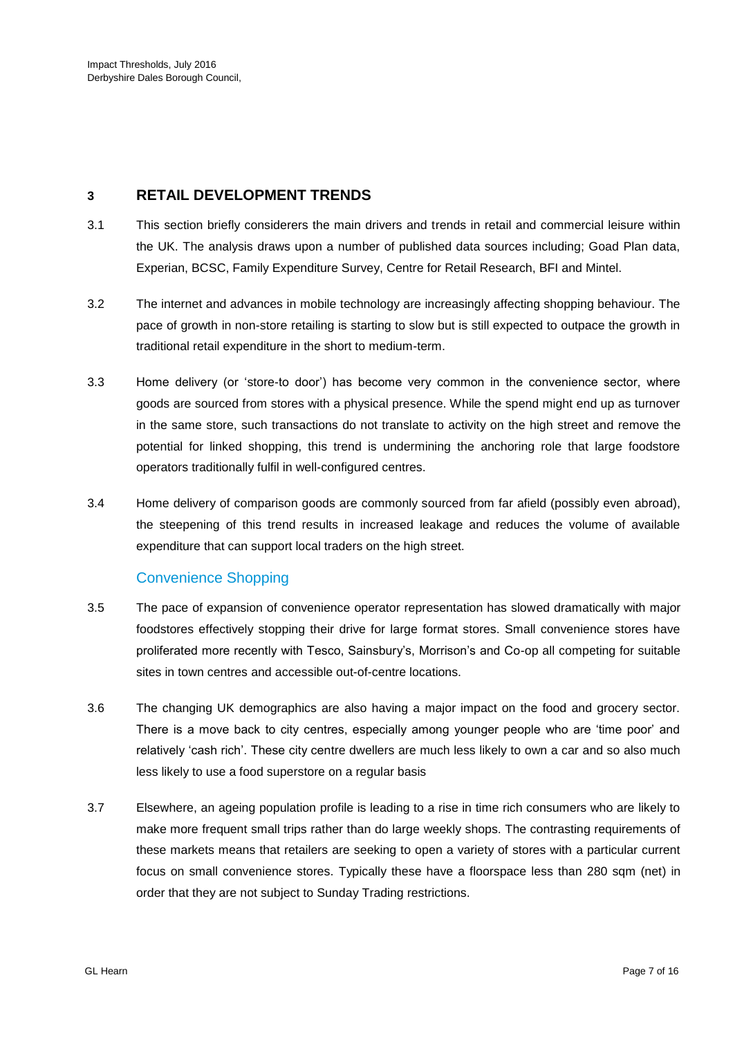## 3 RETAIL DEVELOPMENT TRENDS

3.1 This section briefly considerers the main drivers and trends in retail and commercial leisure within the UK. The analysis draws upon a number of published data sources including; Goad Plan data, Experian, BCSC, Family Expenditure Survey, Centre for Retail Research, BFI and Mintel.

3.2 The internet and advances in mobile technology are increasingly affecting shopping behaviour. The pace of growth in non-store retailing is starting to slow but is still expected to outpace the growth in traditional retail expenditure in the short to medium-term.

3.3 Home delivery (or 'store-to door') has become very common in the convenience sector, where goods are sourced from stores with a physical presence. While the spend might end up as turnover in the same store, such transactions do not translate to activity on the high street and remove the potential for linked shopping, this trend is undermining the anchoring role that large foodstore operators traditionally fulfil in well-configured centres.

3.4 Home delivery of comparison goods are commonly sourced from far afield (possibly even abroad), the steepening of this trend results in increased leakage and reduces the volume of available expenditure that can support local traders on the high street.

### Convenience Shopping

3.5 The pace of expansion of convenience operator representation has slowed dramatically with major foodstores effectively stopping their drive for large format stores. Small convenience stores have proliferated more recently with Tesco, Sainsbury's, Morrison's and Co-op all competing for suitable sites in town centres and accessible out-of-centre locations.

3.6 The changing UK demographics are also having a major impact on the food and grocery sector. There is a move back to city centres, especially among younger people who are 'time poor' and relatively 'cash rich'. These city centre dwellers are much less likely to own a car and so also much less likely to use a food superstore on a regular basis

3.7 Elsewhere, an ageing population profile is leading to a rise in time rich consumers who are likely to make more frequent small trips rather than do large weekly shops. The contrasting requirements of these markets means that retailers are seeking to open a variety of stores with a particular current focus on small convenience stores. Typically these have a floorspace less than 280 sqm (net) in order that they are not subject to Sunday Trading restrictions.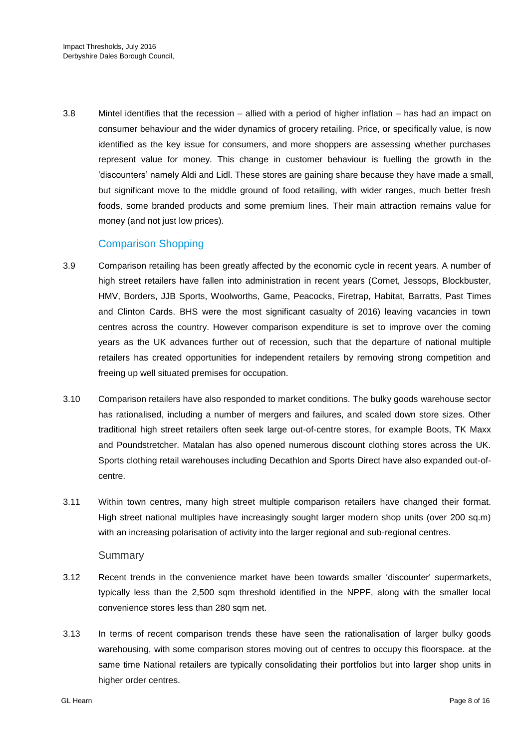3.8 Mintel identifies that the recession – allied with a period of higher inflation – has had an impact on consumer behaviour and the wider dynamics of grocery retailing. Price, or specifically value, is now identified as the key issue for consumers, and more shoppers are assessing whether purchases represent value for money. This change in customer behaviour is fuelling the growth in the 'discounters' namely Aldi and Lidl. These stores are gaining share because they have made a small, but significant move to the middle ground of food retailing, with wider ranges, much better fresh foods, some branded products and some premium lines. Their main attraction remains value for money (and not just low prices).

## Comparison Shopping

3.9 Comparison retailing has been greatly affected by the economic cycle in recent years. A number of high street retailers have fallen into administration in recent years (Comet, Jessops, Blockbuster, HMV, Borders, JJB Sports, Woolworths, Game, Peacocks, Firetrap, Habitat, Barratts, Past Times and Clinton Cards. BHS were the most significant casualty of 2016) leaving vacancies in town centres across the country. However comparison expenditure is set to improve over the coming years as the UK advances further out of recession, such that the departure of national multiple retailers has created opportunities for independent retailers by removing strong competition and freeing up well situated premises for occupation.

3.10 Comparison retailers have also responded to market conditions. The bulky goods warehouse sector has rationalised, including a number of mergers and failures, and scaled down store sizes. Other traditional high street retailers often seek large out-of-centre stores, for example Boots, TK Maxx and Poundstretcher. Matalan has also opened numerous discount clothing stores across the UK. Sports clothing retail warehouses including Decathlon and Sports Direct have also expanded out-of-centre.

3.11 Within town centres, many high street multiple comparison retailers have changed their format. High street national multiples have increasingly sought larger modern shop units (over 200 sq.m) with an increasing polarisation of activity into the larger regional and sub-regional centres.

### Summary

3.12 Recent trends in the convenience market have been towards smaller 'discounter' supermarkets, typically less than the 2,500 sqm threshold identified in the NPPF, along with the smaller local convenience stores less than 280 sqm net.

3.13 In terms of recent comparison trends these have seen the rationalisation of larger bulky goods warehousing, with some comparison stores moving out of centres to occupy this floorspace. at the same time National retailers are typically consolidating their portfolios but into larger shop units in higher order centres.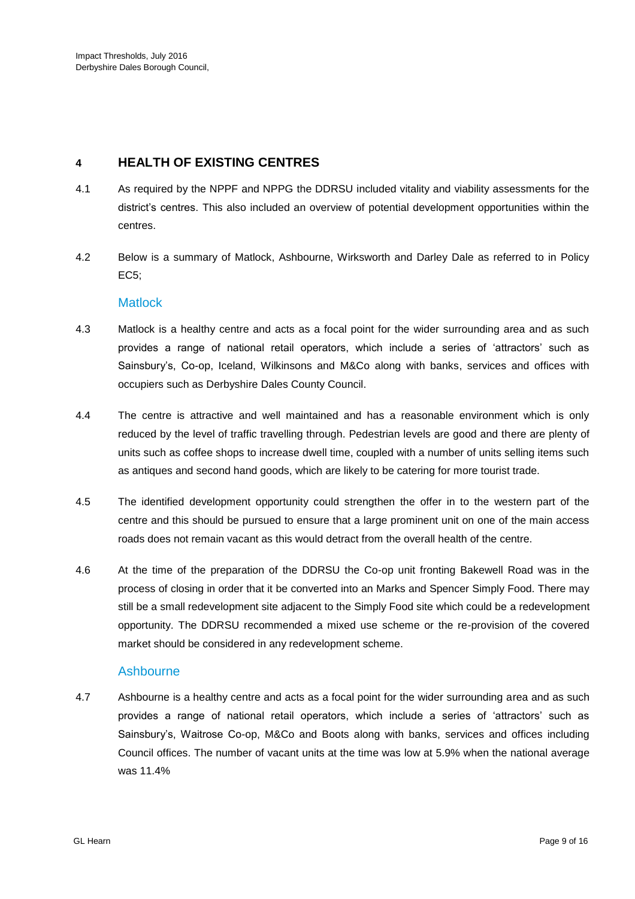## 4 HEALTH OF EXISTING CENTRES

4.1 As required by the NPPF and NPPG the DDRSU included vitality and viability assessments for the district's centres. This also included an overview of potential development opportunities within the centres.

4.2 Below is a summary of Matlock, Ashbourne, Wirksworth and Darley Dale as referred to in Policy EC5;

### Matlock

4.3 Matlock is a healthy centre and acts as a focal point for the wider surrounding area and as such provides a range of national retail operators, which include a series of 'attractors' such as Sainsbury's, Co-op, Iceland, Wilkinsons and M&Co along with banks, services and offices with occupiers such as Derbyshire Dales County Council.

4.4 The centre is attractive and well maintained and has a reasonable environment which is only reduced by the level of traffic travelling through. Pedestrian levels are good and there are plenty of units such as coffee shops to increase dwell time, coupled with a number of units selling items such as antiques and second hand goods, which are likely to be catering for more tourist trade.

4.5 The identified development opportunity could strengthen the offer in to the western part of the centre and this should be pursued to ensure that a large prominent unit on one of the main access roads does not remain vacant as this would detract from the overall health of the centre.

4.6 At the time of the preparation of the DDRSU the Co-op unit fronting Bakewell Road was in the process of closing in order that it be converted into an Marks and Spencer Simply Food. There may still be a small redevelopment site adjacent to the Simply Food site which could be a redevelopment opportunity. The DDRSU recommended a mixed use scheme or the re-provision of the covered market should be considered in any redevelopment scheme.

### Ashbourne

4.7 Ashbourne is a healthy centre and acts as a focal point for the wider surrounding area and as such provides a range of national retail operators, which include a series of 'attractors' such as Sainsbury's, Waitrose Co-op, M&Co and Boots along with banks, services and offices including Council offices. The number of vacant units at the time was low at 5.9% when the national average was 11.4%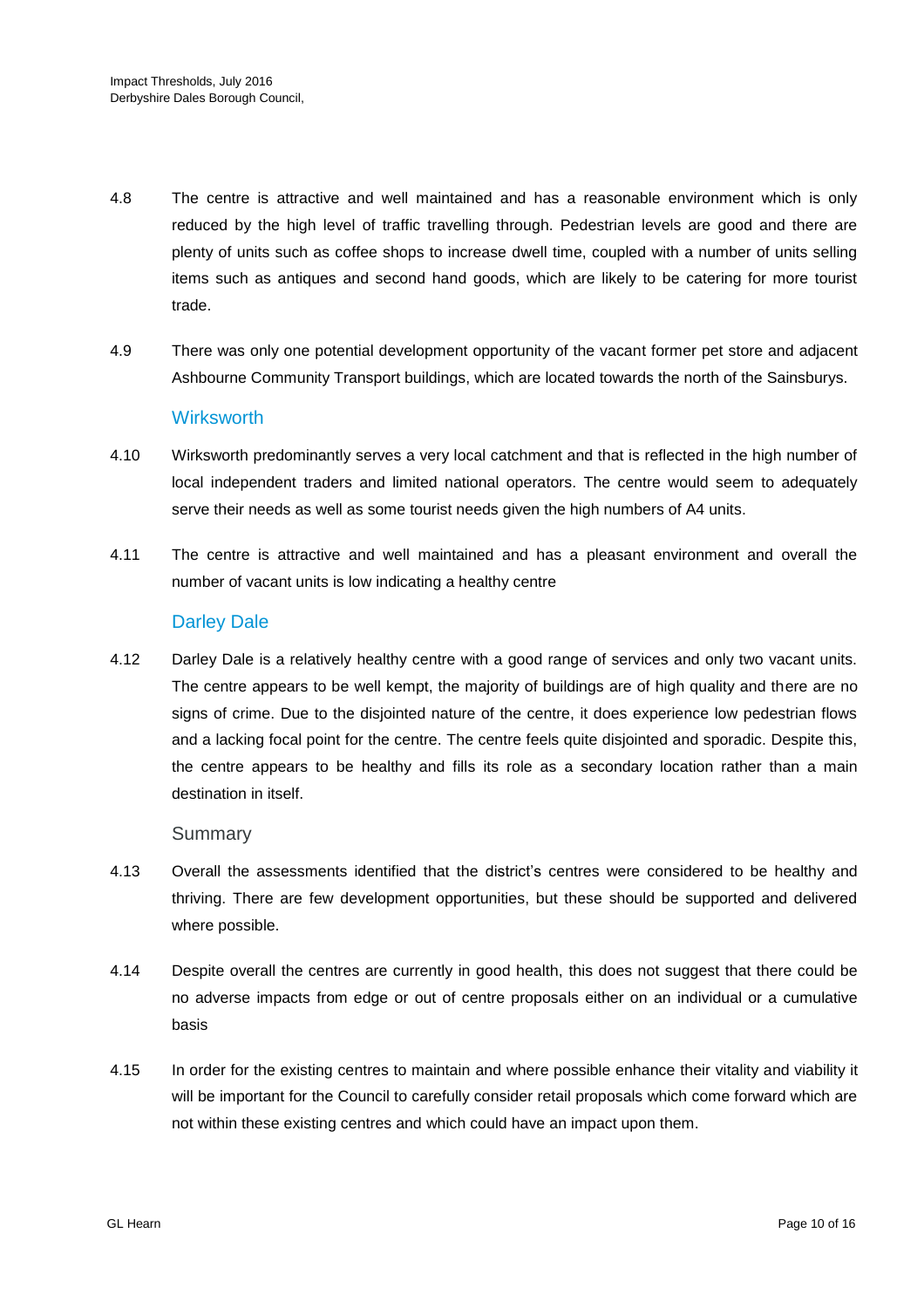4.8 The centre is attractive and well maintained and has a reasonable environment which is only reduced by the high level of traffic travelling through. Pedestrian levels are good and there are plenty of units such as coffee shops to increase dwell time, coupled with a number of units selling items such as antiques and second hand goods, which are likely to be catering for more tourist trade.

4.9 There was only one potential development opportunity of the vacant former pet store and adjacent Ashbourne Community Transport buildings, which are located towards the north of the Sainsburys.

### Wirksworth

4.10 Wirksworth predominantly serves a very local catchment and that is reflected in the high number of local independent traders and limited national operators. The centre would seem to adequately serve their needs as well as some tourist needs given the high numbers of A4 units.

4.11 The centre is attractive and well maintained and has a pleasant environment and overall the number of vacant units is low indicating a healthy centre

### Darley Dale

4.12 Darley Dale is a relatively healthy centre with a good range of services and only two vacant units. The centre appears to be well kempt, the majority of buildings are of high quality and there are no signs of crime. Due to the disjointed nature of the centre, it does experience low pedestrian flows and a lacking focal point for the centre. The centre feels quite disjointed and sporadic. Despite this, the centre appears to be healthy and fills its role as a secondary location rather than a main destination in itself.

### Summary

4.13 Overall the assessments identified that the district's centres were considered to be healthy and thriving. There are few development opportunities, but these should be supported and delivered where possible.

4.14 Despite overall the centres are currently in good health, this does not suggest that there could be no adverse impacts from edge or out of centre proposals either on an individual or a cumulative basis

4.15 In order for the existing centres to maintain and where possible enhance their vitality and viability it will be important for the Council to carefully consider retail proposals which come forward which are not within these existing centres and which could have an impact upon them.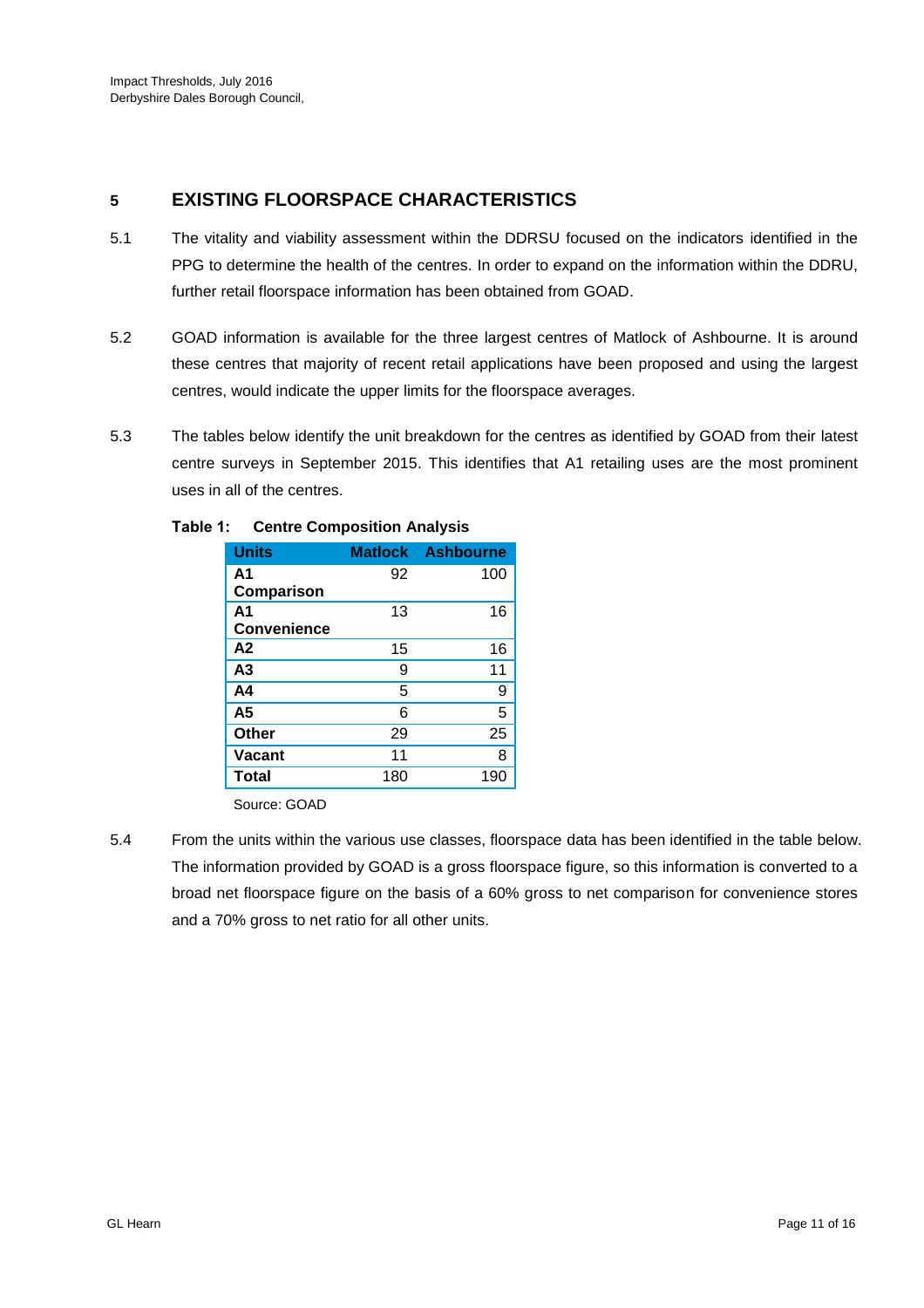## 5 EXISTING FLOORSPACE CHARACTERISTICS

5.1 The vitality and viability assessment within the DDRSU focused on the indicators identified in the PPG to determine the health of the centres. In order to expand on the information within the DDRU, further retail floorspace information has been obtained from GOAD.

5.2 GOAD information is available for the three largest centres of Matlock of Ashbourne. It is around these centres that majority of recent retail applications have been proposed and using the largest centres, would indicate the upper limits for the floorspace averages.

5.3 The tables below identify the unit breakdown for the centres as identified by GOAD from their latest centre surveys in September 2015. This identifies that A1 retailing uses are the most prominent uses in all of the centres.

**Table 1: Centre Composition Analysis**

| Units | Matlock | Ashbourne |
|---|---|---|
| **A1 Comparison** | 92 | 100 |
| **A1 Convenience** | 13 | 16 |
| **A2** | 15 | 16 |
| **A3** | 9 | 11 |
| **A4** | 5 | 9 |
| **A5** | 6 | 5 |
| **Other** | 29 | 25 |
| **Vacant** | 11 | 8 |
| **Total** | 180 | 190 |

Source: GOAD

5.4 From the units within the various use classes, floorspace data has been identified in the table below. The information provided by GOAD is a gross floorspace figure, so this information is converted to a broad net floorspace figure on the basis of a 60% gross to net comparison for convenience stores and a 70% gross to net ratio for all other units.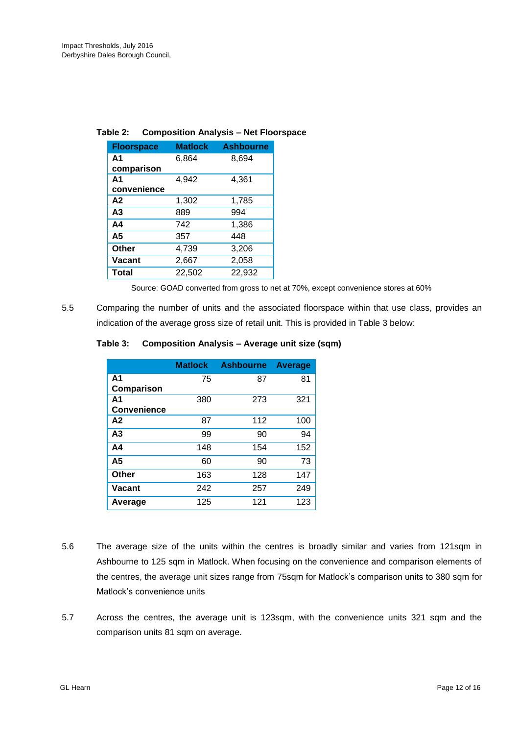**Table 2: Composition Analysis – Net Floorspace**

| Floorspace | Matlock | Ashbourne |
|---|---|---|
| A1 comparison | 6,864 | 8,694 |
| A1 convenience | 4,942 | 4,361 |
| A2 | 1,302 | 1,785 |
| A3 | 889 | 994 |
| A4 | 742 | 1,386 |
| A5 | 357 | 448 |
| Other | 4,739 | 3,206 |
| Vacant | 2,667 | 2,058 |
| Total | 22,502 | 22,932 |

Source: GOAD converted from gross to net at 70%, except convenience stores at 60%

5.5 Comparing the number of units and the associated floorspace within that use class, provides an indication of the average gross size of retail unit. This is provided in Table 3 below:

**Table 3: Composition Analysis – Average unit size (sqm)**

| | Matlock | Ashbourne | Average |
|---|---|---|---|
| A1 Comparison | 75 | 87 | 81 |
| A1 Convenience | 380 | 273 | 321 |
| A2 | 87 | 112 | 100 |
| A3 | 99 | 90 | 94 |
| A4 | 148 | 154 | 152 |
| A5 | 60 | 90 | 73 |
| Other | 163 | 128 | 147 |
| Vacant | 242 | 257 | 249 |
| Average | 125 | 121 | 123 |

5.6 The average size of the units within the centres is broadly similar and varies from 121sqm in Ashbourne to 125 sqm in Matlock. When focusing on the convenience and comparison elements of the centres, the average unit sizes range from 75sqm for Matlock's comparison units to 380 sqm for Matlock's convenience units

5.7 Across the centres, the average unit is 123sqm, with the convenience units 321 sqm and the comparison units 81 sqm on average.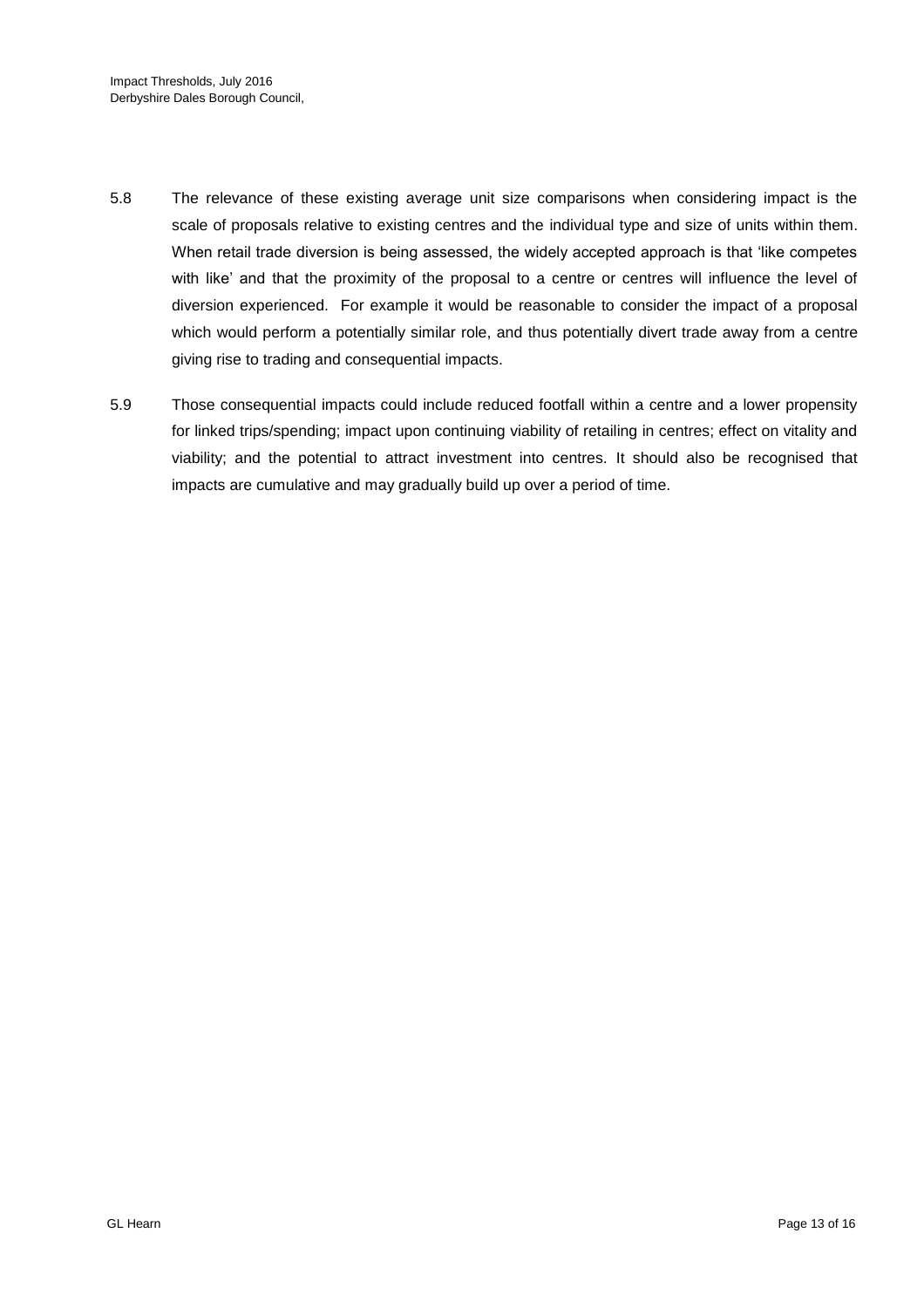5.8 The relevance of these existing average unit size comparisons when considering impact is the scale of proposals relative to existing centres and the individual type and size of units within them. When retail trade diversion is being assessed, the widely accepted approach is that 'like competes with like' and that the proximity of the proposal to a centre or centres will influence the level of diversion experienced. For example it would be reasonable to consider the impact of a proposal which would perform a potentially similar role, and thus potentially divert trade away from a centre giving rise to trading and consequential impacts.

5.9 Those consequential impacts could include reduced footfall within a centre and a lower propensity for linked trips/spending; impact upon continuing viability of retailing in centres; effect on vitality and viability; and the potential to attract investment into centres. It should also be recognised that impacts are cumulative and may gradually build up over a period of time.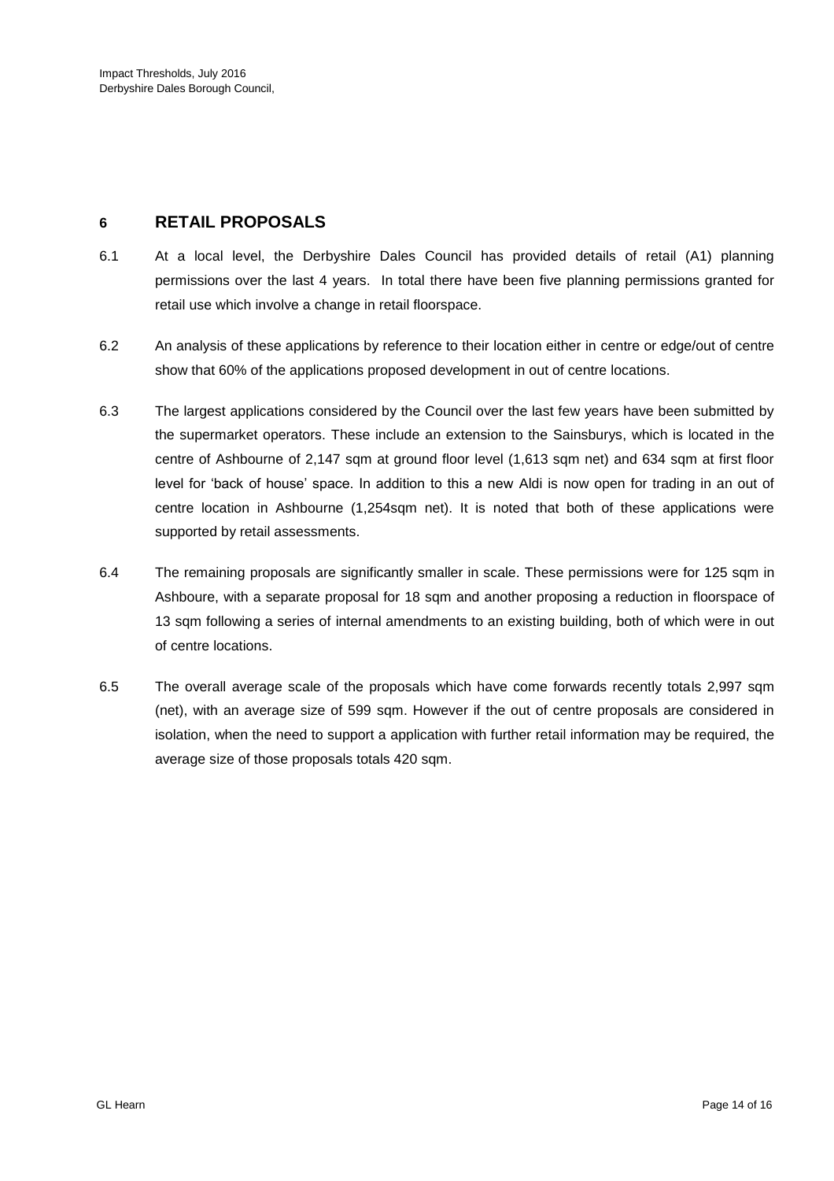## 6 RETAIL PROPOSALS

6.1 At a local level, the Derbyshire Dales Council has provided details of retail (A1) planning permissions over the last 4 years. In total there have been five planning permissions granted for retail use which involve a change in retail floorspace.

6.2 An analysis of these applications by reference to their location either in centre or edge/out of centre show that 60% of the applications proposed development in out of centre locations.

6.3 The largest applications considered by the Council over the last few years have been submitted by the supermarket operators. These include an extension to the Sainsburys, which is located in the centre of Ashbourne of 2,147 sqm at ground floor level (1,613 sqm net) and 634 sqm at first floor level for 'back of house' space. In addition to this a new Aldi is now open for trading in an out of centre location in Ashbourne (1,254sqm net). It is noted that both of these applications were supported by retail assessments.

6.4 The remaining proposals are significantly smaller in scale. These permissions were for 125 sqm in Ashboure, with a separate proposal for 18 sqm and another proposing a reduction in floorspace of 13 sqm following a series of internal amendments to an existing building, both of which were in out of centre locations.

6.5 The overall average scale of the proposals which have come forwards recently totals 2,997 sqm (net), with an average size of 599 sqm. However if the out of centre proposals are considered in isolation, when the need to support a application with further retail information may be required, the average size of those proposals totals 420 sqm.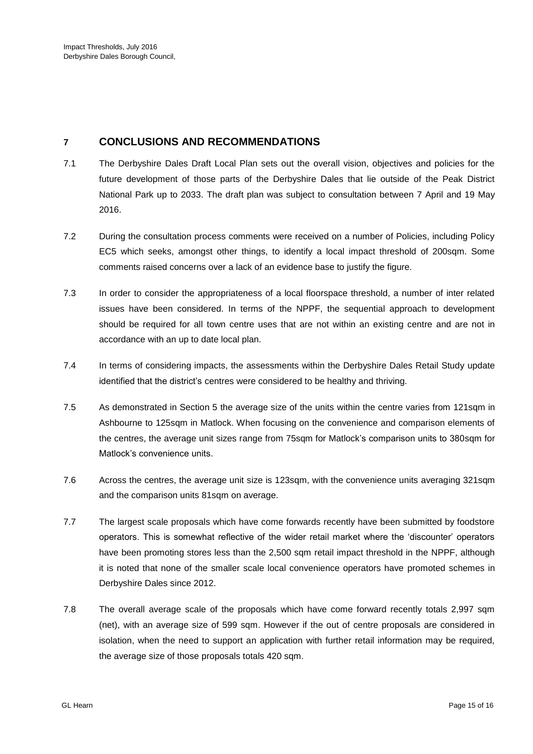## 7 CONCLUSIONS AND RECOMMENDATIONS

7.1 The Derbyshire Dales Draft Local Plan sets out the overall vision, objectives and policies for the future development of those parts of the Derbyshire Dales that lie outside of the Peak District National Park up to 2033. The draft plan was subject to consultation between 7 April and 19 May 2016.

7.2 During the consultation process comments were received on a number of Policies, including Policy EC5 which seeks, amongst other things, to identify a local impact threshold of 200sqm. Some comments raised concerns over a lack of an evidence base to justify the figure.

7.3 In order to consider the appropriateness of a local floorspace threshold, a number of inter related issues have been considered. In terms of the NPPF, the sequential approach to development should be required for all town centre uses that are not within an existing centre and are not in accordance with an up to date local plan.

7.4 In terms of considering impacts, the assessments within the Derbyshire Dales Retail Study update identified that the district's centres were considered to be healthy and thriving.

7.5 As demonstrated in Section 5 the average size of the units within the centre varies from 121sqm in Ashbourne to 125sqm in Matlock. When focusing on the convenience and comparison elements of the centres, the average unit sizes range from 75sqm for Matlock's comparison units to 380sqm for Matlock's convenience units.

7.6 Across the centres, the average unit size is 123sqm, with the convenience units averaging 321sqm and the comparison units 81sqm on average.

7.7 The largest scale proposals which have come forwards recently have been submitted by foodstore operators. This is somewhat reflective of the wider retail market where the 'discounter' operators have been promoting stores less than the 2,500 sqm retail impact threshold in the NPPF, although it is noted that none of the smaller scale local convenience operators have promoted schemes in Derbyshire Dales since 2012.

7.8 The overall average scale of the proposals which have come forward recently totals 2,997 sqm (net), with an average size of 599 sqm. However if the out of centre proposals are considered in isolation, when the need to support an application with further retail information may be required, the average size of those proposals totals 420 sqm.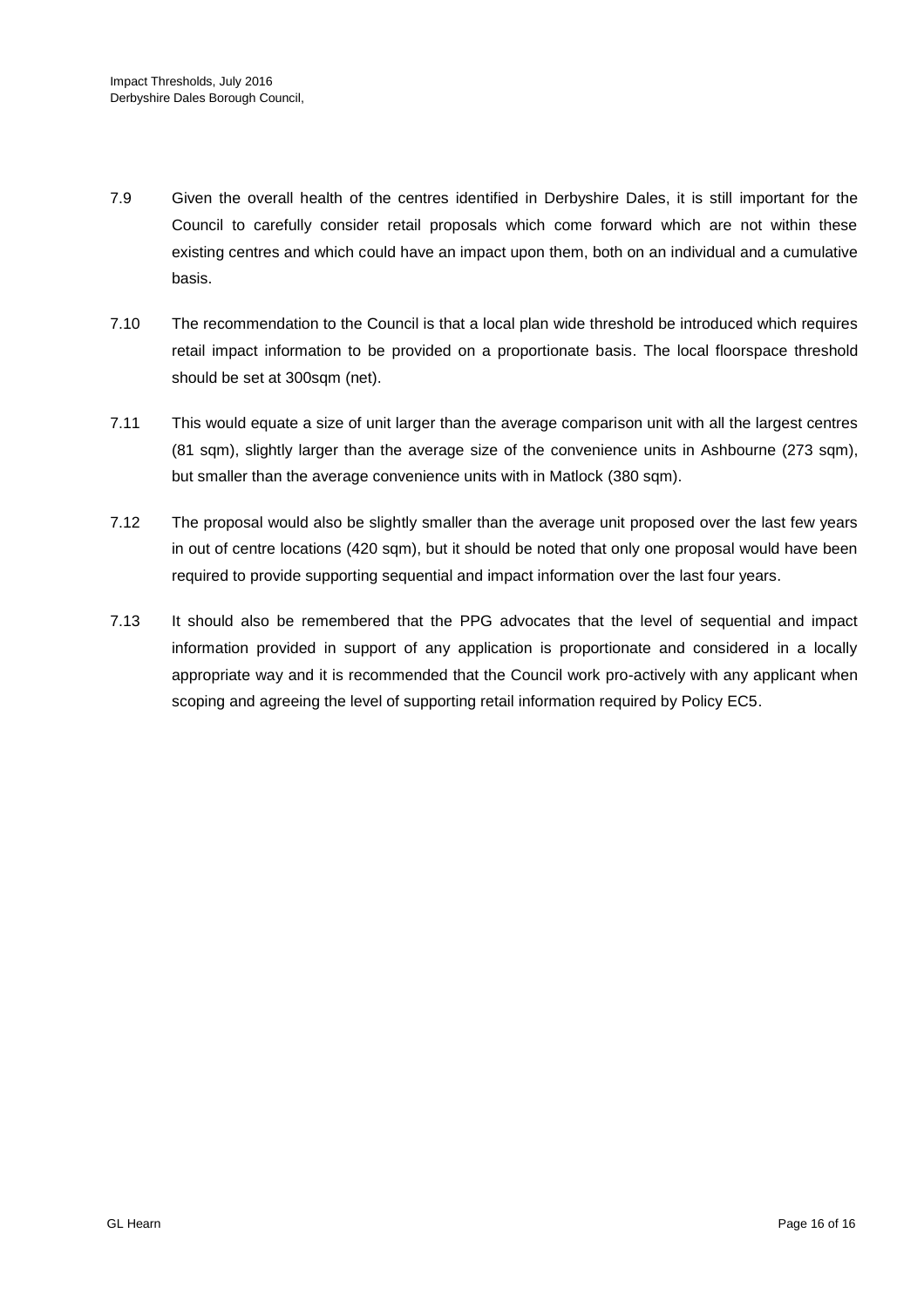7.9 Given the overall health of the centres identified in Derbyshire Dales, it is still important for the Council to carefully consider retail proposals which come forward which are not within these existing centres and which could have an impact upon them, both on an individual and a cumulative basis.

7.10 The recommendation to the Council is that a local plan wide threshold be introduced which requires retail impact information to be provided on a proportionate basis. The local floorspace threshold should be set at 300sqm (net).

7.11 This would equate a size of unit larger than the average comparison unit with all the largest centres (81 sqm), slightly larger than the average size of the convenience units in Ashbourne (273 sqm), but smaller than the average convenience units with in Matlock (380 sqm).

7.12 The proposal would also be slightly smaller than the average unit proposed over the last few years in out of centre locations (420 sqm), but it should be noted that only one proposal would have been required to provide supporting sequential and impact information over the last four years.

7.13 It should also be remembered that the PPG advocates that the level of sequential and impact information provided in support of any application is proportionate and considered in a locally appropriate way and it is recommended that the Council work pro-actively with any applicant when scoping and agreeing the level of supporting retail information required by Policy EC5.